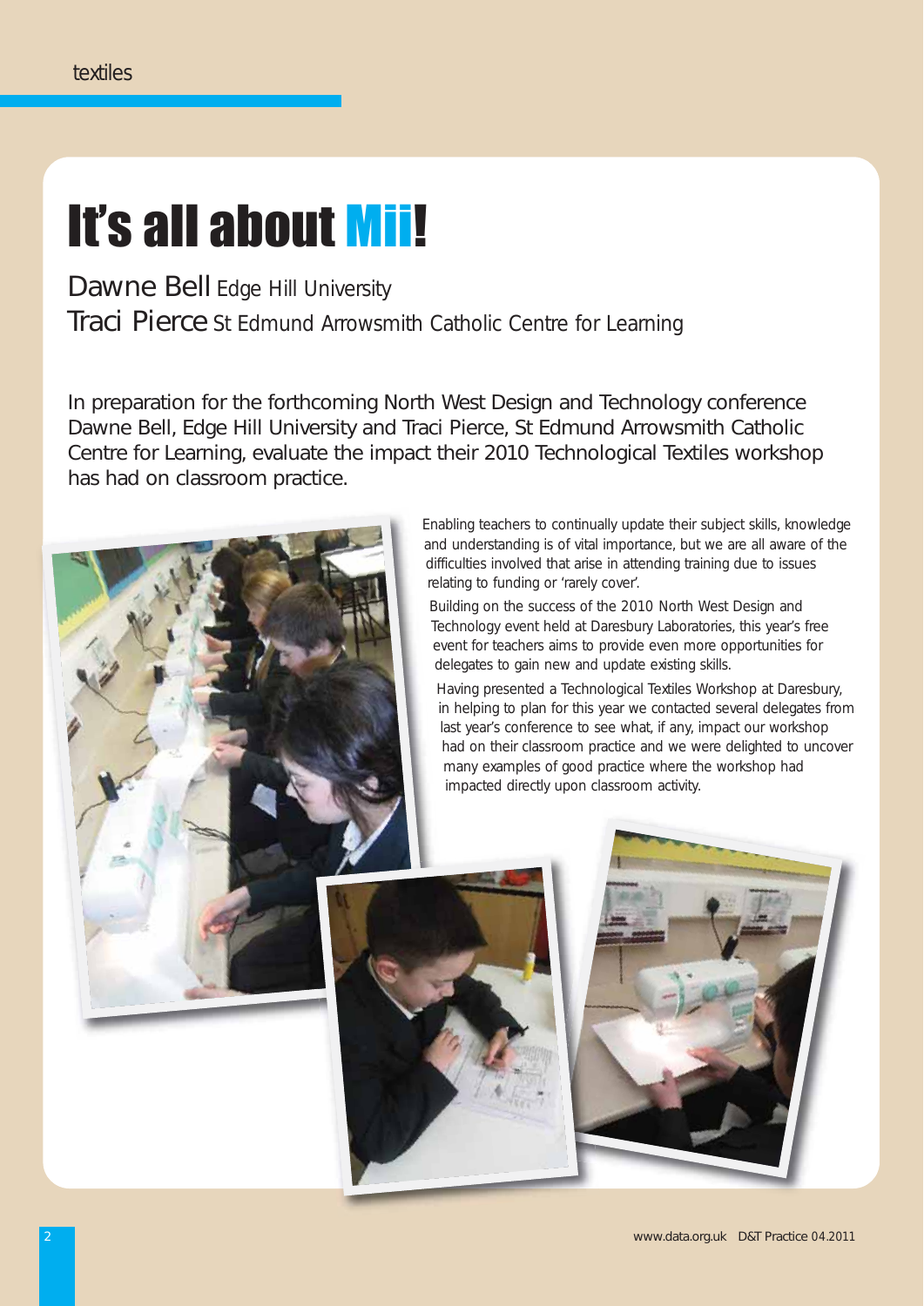# It's all about Mii!

Dawne Bell Edge Hill University

Traci Pierce St Edmund Arrowsmith Catholic Centre for Learning

In preparation for the forthcoming North West Design and Technology conference Dawne Bell, Edge Hill University and Traci Pierce, St Edmund Arrowsmith Catholic Centre for Learning, evaluate the impact their 2010 Technological Textiles workshop has had on classroom practice.

Enabling teachers to continually update their subject skills, knowledge and understanding is of vital importance, but we are all aware of the difficulties involved that arise in attending training due to issues relating to funding or 'rarely cover'.

Building on the success of the 2010 North West Design and Technology event held at Daresbury Laboratories, this year's free event for teachers aims to provide even more opportunities for delegates to gain new and update existing skills.

Having presented a Technological Textiles Workshop at Daresbury, in helping to plan for this year we contacted several delegates from last year's conference to see what, if any, impact our workshop had on their classroom practice and we were delighted to uncover many examples of good practice where the workshop had impacted directly upon classroom activity.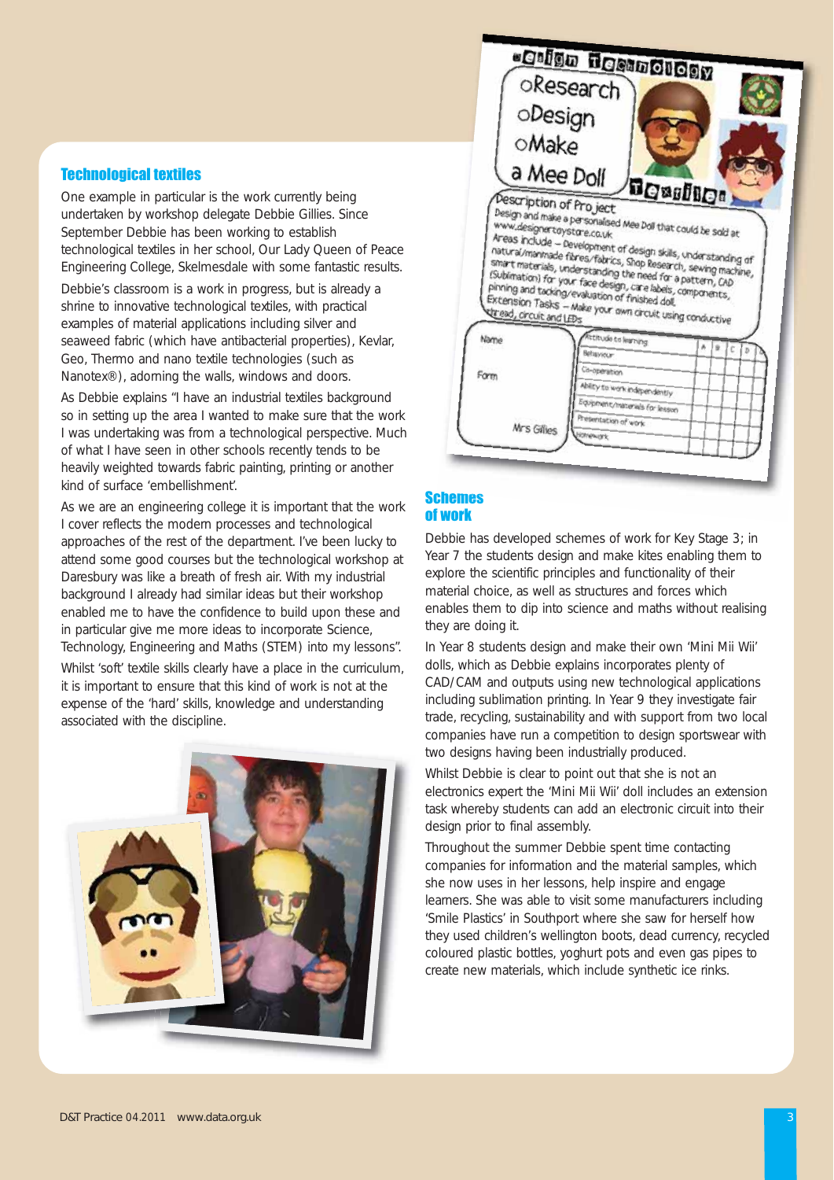## Technological textiles

One example in particular is the work currently being undertaken by workshop delegate Debbie Gillies. Since September Debbie has been working to establish technological textiles in her school, Our Lady Queen of Peace Engineering College, Skelmesdale with some fantastic results.

Debbie's classroom is a work in progress, but is already a shrine to innovative technological textiles, with practical examples of material applications including silver and seaweed fabric (which have antibacterial properties), Kevlar, Geo, Thermo and nano textile technologies (such as Nanotex®), adorning the walls, windows and doors.

As Debbie explains "I have an industrial textiles background so in setting up the area I wanted to make sure that the work I was undertaking was from a technological perspective. Much of what I have seen in other schools recently tends to be heavily weighted towards fabric painting, printing or another kind of surface 'embellishment'.

As we are an engineering college it is important that the work I cover reflects the modern processes and technological approaches of the rest of the department. I've been lucky to attend some good courses but the technological workshop at Daresbury was like a breath of fresh air. With my industrial background I already had similar ideas but their workshop enabled me to have the confidence to build upon these and in particular give me more ideas to incorporate Science, Technology, Engineering and Maths (STEM) into my lessons".

Whilst 'soft' textile skills clearly have a place in the curriculum, it is important to ensure that this kind of work is not at the expense of the 'hard' skills, knowledge and understanding associated with the discipline.

## Schemes of work

Debbie has developed schemes of work for Key Stage 3; in Year 7 the students design and make kites enabling them to explore the scientific principles and functionality of their material choice, as well as structures and forces which enables them to dip into science and maths without realising they are doing it.

In Year 8 students design and make their own 'Mini Mii Wii' dolls, which as Debbie explains incorporates plenty of CAD/CAM and outputs using new technological applications including sublimation printing. In Year 9 they investigate fair trade, recycling, sustainability and with support from two local companies have run a competition to design sportswear with two designs having been industrially produced.

Whilst Debbie is clear to point out that she is not an electronics expert the 'Mini Mii Wii' doll includes an extension task whereby students can add an electronic circuit into their design prior to final assembly.

Throughout the summer Debbie spent time contacting companies for information and the material samples, which she now uses in her lessons, help inspire and engage learners. She was able to visit some manufacturers including 'Smile Plastics' in Southport where she saw for herself how they used children's wellington boots, dead currency, recycled coloured plastic bottles, yoghurt pots and even gas pipes to create new materials, which include synthetic ice rinks.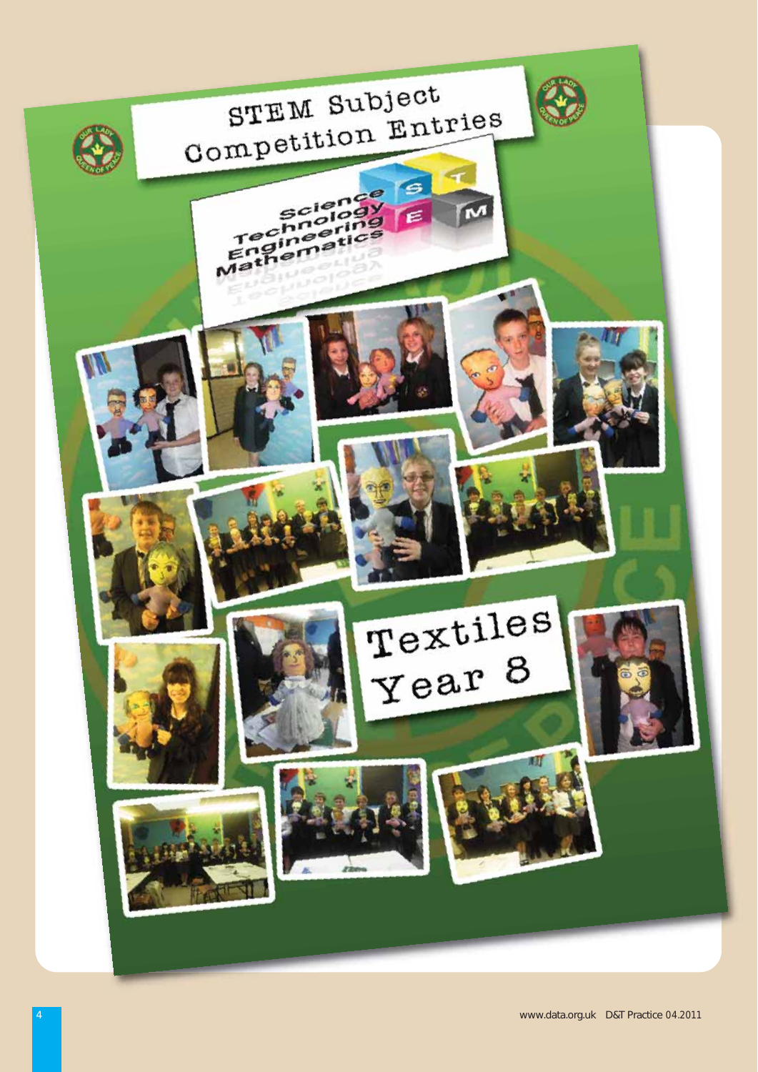# STEM Subject Competition Entries

Science
Technology
Engineering
Mathematics

## Textiles Year 8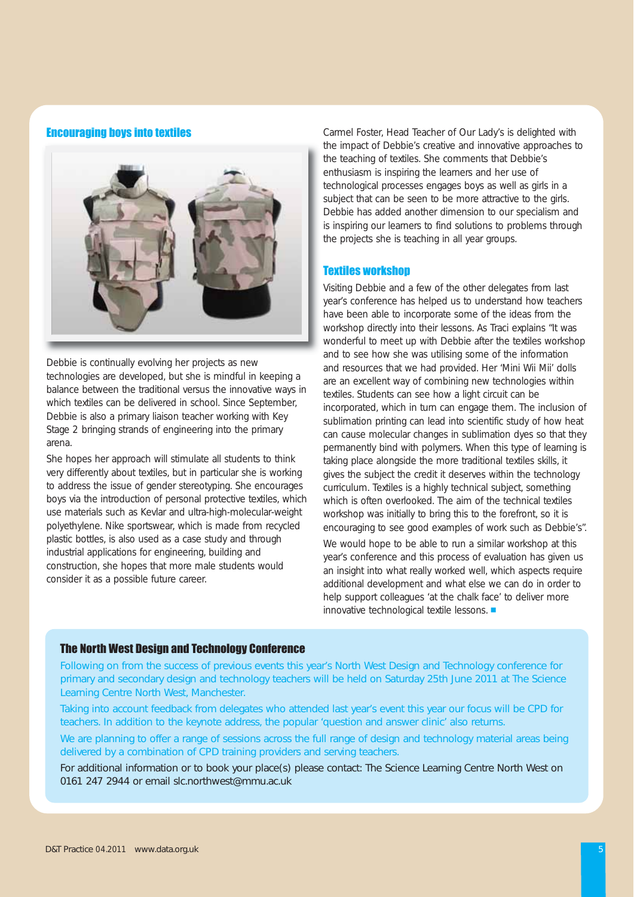## Encouraging boys into textiles

Debbie is continually evolving her projects as new technologies are developed, but she is mindful in keeping a balance between the traditional versus the innovative ways in which textiles can be delivered in school. Since September, Debbie is also a primary liaison teacher working with Key Stage 2 bringing strands of engineering into the primary arena.

She hopes her approach will stimulate all students to think very differently about textiles, but in particular she is working to address the issue of gender stereotyping. She encourages boys via the introduction of personal protective textiles, which use materials such as Kevlar and ultra-high-molecular-weight polyethylene. Nike sportswear, which is made from recycled plastic bottles, is also used as a case study and through industrial applications for engineering, building and construction, she hopes that more male students would consider it as a possible future career.

Carmel Foster, Head Teacher of Our Lady's is delighted with the impact of Debbie's creative and innovative approaches to the teaching of textiles. She comments that Debbie's enthusiasm is inspiring the learners and her use of technological processes engages boys as well as girls in a subject that can be seen to be more attractive to the girls. Debbie has added another dimension to our specialism and is inspiring our learners to find solutions to problems through the projects she is teaching in all year groups.

## Textiles workshop

Visiting Debbie and a few of the other delegates from last year's conference has helped us to understand how teachers have been able to incorporate some of the ideas from the workshop directly into their lessons. As Traci explains "It was wonderful to meet up with Debbie after the textiles workshop and to see how she was utilising some of the information and resources that we had provided. Her 'Mini Wii Mii' dolls are an excellent way of combining new technologies within textiles. Students can see how a light circuit can be incorporated, which in turn can engage them. The inclusion of sublimation printing can lead into scientific study of how heat can cause molecular changes in sublimation dyes so that they permanently bind with polymers. When this type of learning is taking place alongside the more traditional textiles skills, it gives the subject the credit it deserves within the technology curriculum. Textiles is a highly technical subject, something which is often overlooked. The aim of the technical textiles workshop was initially to bring this to the forefront, so it is encouraging to see good examples of work such as Debbie's".

We would hope to be able to run a similar workshop at this year's conference and this process of evaluation has given us an insight into what really worked well, which aspects require additional development and what else we can do in order to help support colleagues 'at the chalk face' to deliver more innovative technological textile lessons. ■

### The North West Design and Technology Conference

Following on from the success of previous events this year's North West Design and Technology conference for primary and secondary design and technology teachers will be held on Saturday 25th June 2011 at The Science Learning Centre North West, Manchester.

Taking into account feedback from delegates who attended last year's event this year our focus will be CPD for teachers. In addition to the keynote address, the popular 'question and answer clinic' also returns.

We are planning to offer a range of sessions across the full range of design and technology material areas being delivered by a combination of CPD training providers and serving teachers.

For additional information or to book your place(s) please contact: The Science Learning Centre North West on 0161 247 2944 or email slc.northwest@mmu.ac.uk